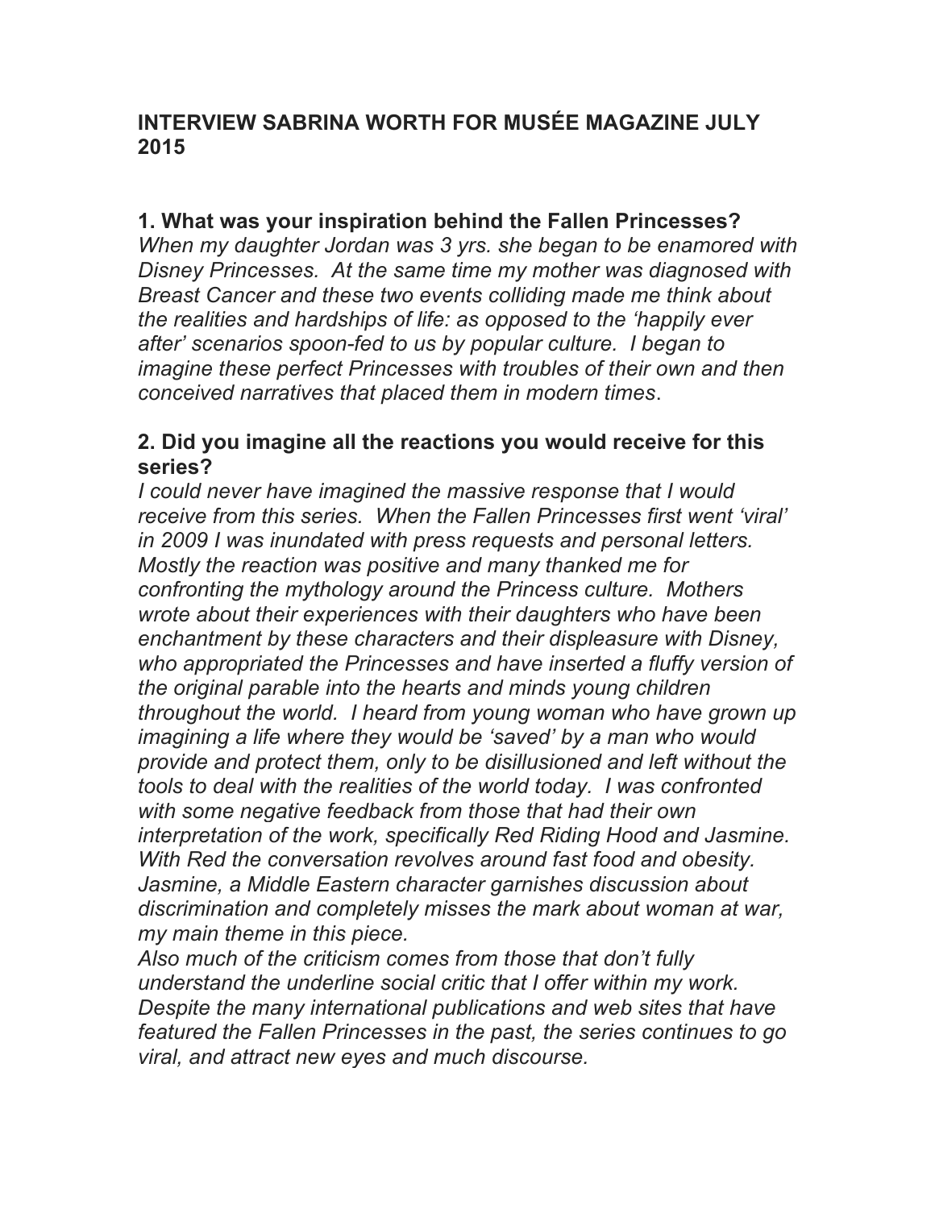**INTERVIEW SABRINA WORTH FOR MUSÉE MAGAZINE JULY 2015**

**1. What was your inspiration behind the Fallen Princesses?**
*When my daughter Jordan was 3 yrs. she began to be enamored with Disney Princesses. At the same time my mother was diagnosed with Breast Cancer and these two events colliding made me think about the realities and hardships of life: as opposed to the 'happily ever after' scenarios spoon-fed to us by popular culture. I began to imagine these perfect Princesses with troubles of their own and then conceived narratives that placed them in modern times*.

**2. Did you imagine all the reactions you would receive for this series?**
*I could never have imagined the massive response that I would receive from this series. When the Fallen Princesses first went 'viral' in 2009 I was inundated with press requests and personal letters. Mostly the reaction was positive and many thanked me for confronting the mythology around the Princess culture. Mothers wrote about their experiences with their daughters who have been enchantment by these characters and their displeasure with Disney, who appropriated the Princesses and have inserted a fluffy version of the original parable into the hearts and minds young children throughout the world. I heard from young woman who have grown up imagining a life where they would be 'saved' by a man who would provide and protect them, only to be disillusioned and left without the tools to deal with the realities of the world today. I was confronted with some negative feedback from those that had their own interpretation of the work, specifically Red Riding Hood and Jasmine. With Red the conversation revolves around fast food and obesity. Jasmine, a Middle Eastern character garnishes discussion about discrimination and completely misses the mark about woman at war, my main theme in this piece.*
*Also much of the criticism comes from those that don't fully understand the underline social critic that I offer within my work. Despite the many international publications and web sites that have featured the Fallen Princesses in the past, the series continues to go viral, and attract new eyes and much discourse.*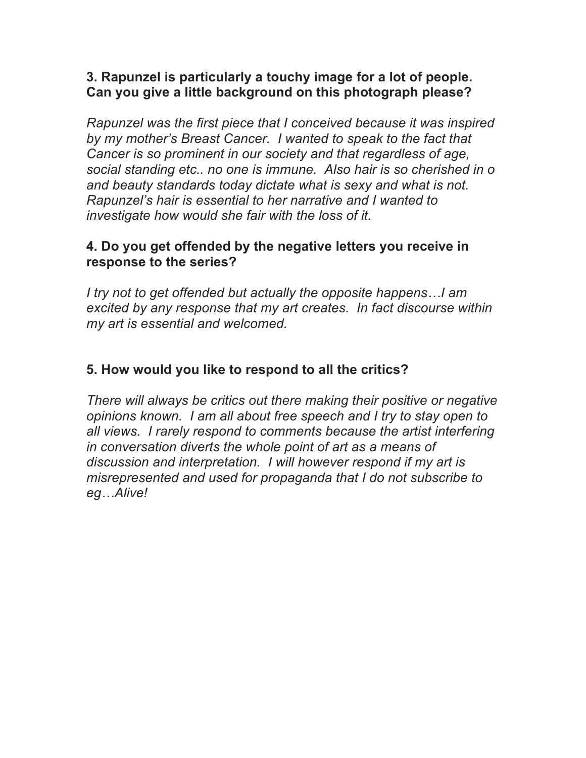**3. Rapunzel is particularly a touchy image for a lot of people. Can you give a little background on this photograph please?**

*Rapunzel was the first piece that I conceived because it was inspired by my mother's Breast Cancer. I wanted to speak to the fact that Cancer is so prominent in our society and that regardless of age, social standing etc.. no one is immune. Also hair is so cherished in o and beauty standards today dictate what is sexy and what is not. Rapunzel's hair is essential to her narrative and I wanted to investigate how would she fair with the loss of it.*

**4. Do you get offended by the negative letters you receive in response to the series?**

*I try not to get offended but actually the opposite happens…I am excited by any response that my art creates. In fact discourse within my art is essential and welcomed.*

**5. How would you like to respond to all the critics?**

*There will always be critics out there making their positive or negative opinions known. I am all about free speech and I try to stay open to all views. I rarely respond to comments because the artist interfering in conversation diverts the whole point of art as a means of discussion and interpretation. I will however respond if my art is misrepresented and used for propaganda that I do not subscribe to eg…Alive!*